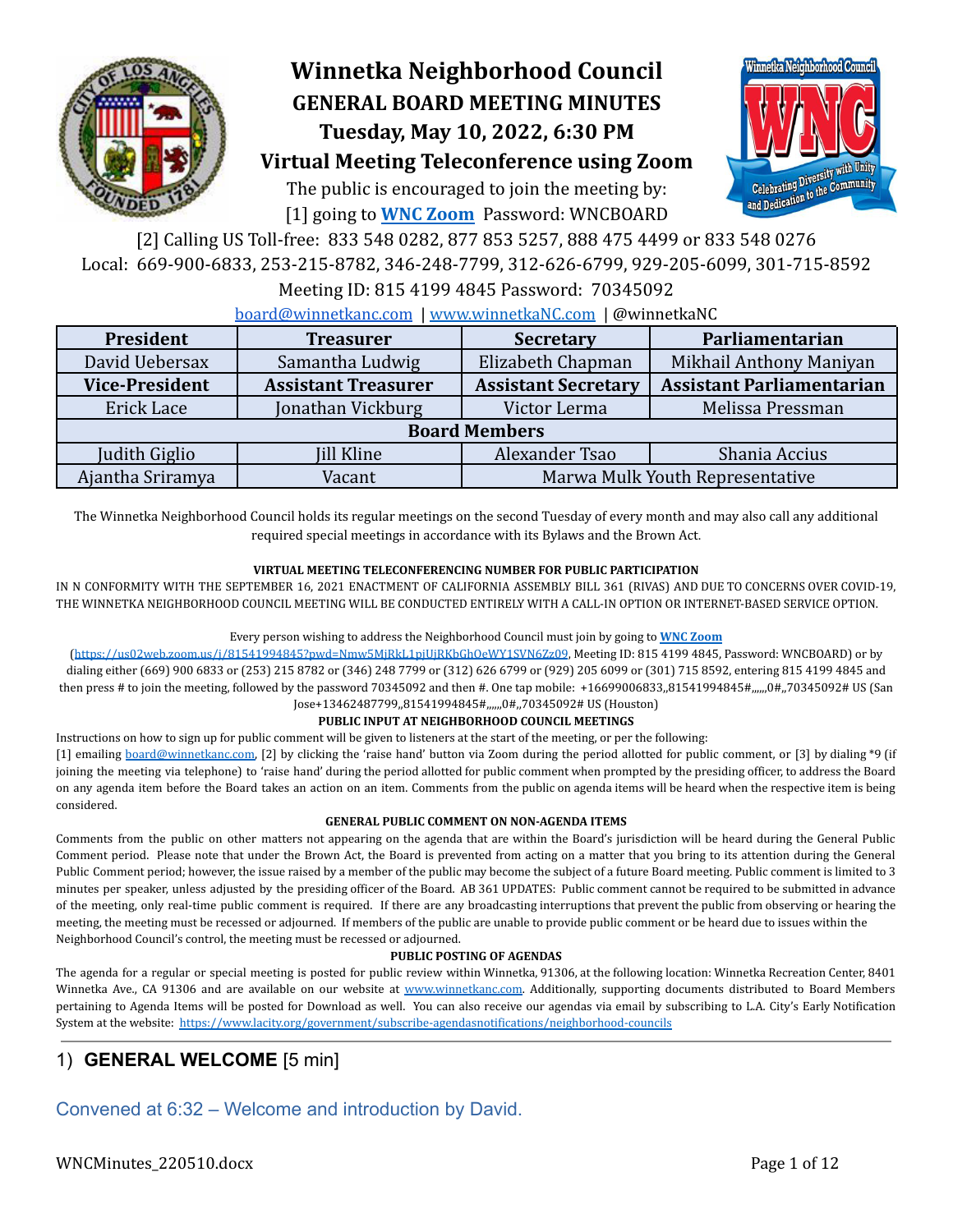# Winnetka Neighborhood Council

## GENERAL BOARD MEETING MINUTES

## Tuesday, May 10, 2022, 6:30 PM

## Virtual Meeting Teleconference using Zoom

The public is encouraged to join the meeting by:

[1] going to **WNC Zoom** Password: WNCBOARD

[2] Calling US Toll-free: 833 548 0282, 877 853 5257, 888 475 4499 or 833 548 0276

Local: 669-900-6833, 253-215-8782, 346-248-7799, 312-626-6799, 929-205-6099, 301-715-8592

Meeting ID: 815 4199 4845 Password: 70345092

board@winnetkanc.com | www.winnetkaNC.com | @winnetkaNC

| President | Treasurer | Secretary | Parliamentarian |
|---|---|---|---|
| David Uebersax | Samantha Ludwig | Elizabeth Chapman | Mikhail Anthony Maniyan |
| **Vice-President** | **Assistant Treasurer** | **Assistant Secretary** | **Assistant Parliamentarian** |
| Erick Lace | Jonathan Vickburg | Victor Lerma | Melissa Pressman |
| **Board Members** | | | |
| Judith Giglio | Jill Kline | Alexander Tsao | Shania Accius |
| Ajantha Sriramya | Vacant | Marwa Mulk Youth Representative | |

The Winnetka Neighborhood Council holds its regular meetings on the second Tuesday of every month and may also call any additional required special meetings in accordance with its Bylaws and the Brown Act.

**VIRTUAL MEETING TELECONFERENCING NUMBER FOR PUBLIC PARTICIPATION**

IN N CONFORMITY WITH THE SEPTEMBER 16, 2021 ENACTMENT OF CALIFORNIA ASSEMBLY BILL 361 (RIVAS) AND DUE TO CONCERNS OVER COVID-19, THE WINNETKA NEIGHBORHOOD COUNCIL MEETING WILL BE CONDUCTED ENTIRELY WITH A CALL-IN OPTION OR INTERNET-BASED SERVICE OPTION.

Every person wishing to address the Neighborhood Council must join by going to **WNC Zoom** (https://us02web.zoom.us/j/81541994845?pwd=Nmw5MjRkL1pjUjRKbGhOeWY1SVN6Zz09, Meeting ID: 815 4199 4845, Password: WNCBOARD) or by dialing either (669) 900 6833 or (253) 215 8782 or (346) 248 7799 or (312) 626 6799 or (929) 205 6099 or (301) 715 8592, entering 815 4199 4845 and then press # to join the meeting, followed by the password 70345092 and then #. One tap mobile: +16699006833,,81541994845#,,,,,,0#,,70345092# US (San Jose+13462487799,,81541994845#,,,,,,0#,,70345092# US (Houston)

**PUBLIC INPUT AT NEIGHBORHOOD COUNCIL MEETINGS**

Instructions on how to sign up for public comment will be given to listeners at the start of the meeting, or per the following:

[1] emailing board@winnetkanc.com, [2] by clicking the 'raise hand' button via Zoom during the period allotted for public comment, or [3] by dialing *9 (if joining the meeting via telephone) to 'raise hand' during the period allotted for public comment when prompted by the presiding officer, to address the Board on any agenda item before the Board takes an action on an item. Comments from the public on agenda items will be heard when the respective item is being considered.

**GENERAL PUBLIC COMMENT ON NON-AGENDA ITEMS**

Comments from the public on other matters not appearing on the agenda that are within the Board's jurisdiction will be heard during the General Public Comment period. Please note that under the Brown Act, the Board is prevented from acting on a matter that you bring to its attention during the General Public Comment period; however, the issue raised by a member of the public may become the subject of a future Board meeting. Public comment is limited to 3 minutes per speaker, unless adjusted by the presiding officer of the Board. AB 361 UPDATES: Public comment cannot be required to be submitted in advance of the meeting, only real-time public comment is required. If there are any broadcasting interruptions that prevent the public from observing or hearing the meeting, the meeting must be recessed or adjourned. If members of the public are unable to provide public comment or be heard due to issues within the Neighborhood Council's control, the meeting must be recessed or adjourned.

**PUBLIC POSTING OF AGENDAS**

The agenda for a regular or special meeting is posted for public review within Winnetka, 91306, at the following location: Winnetka Recreation Center, 8401 Winnetka Ave., CA 91306 and are available on our website at www.winnetkanc.com. Additionally, supporting documents distributed to Board Members pertaining to Agenda Items will be posted for Download as well. You can also receive our agendas via email by subscribing to L.A. City's Early Notification System at the website: https://www.lacity.org/government/subscribe-agendasnotifications/neighborhood-councils

## 1) GENERAL WELCOME [5 min]

Convened at 6:32 – Welcome and introduction by David.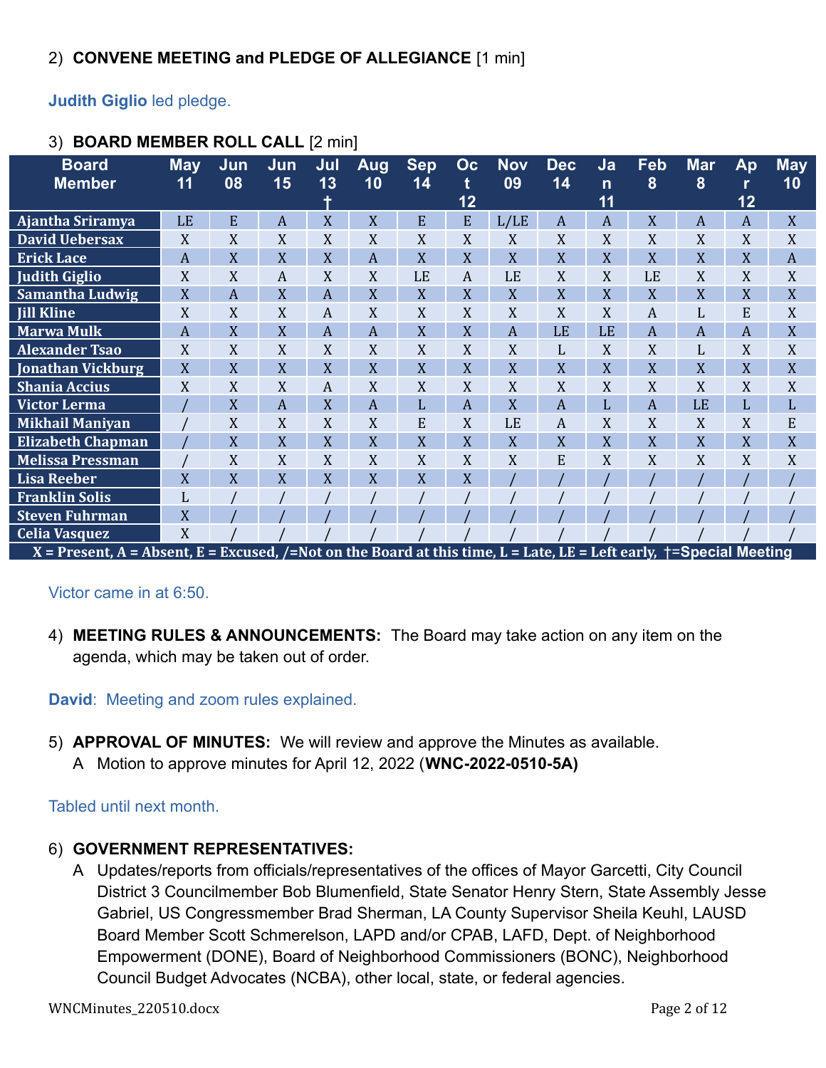2) **CONVENE MEETING and PLEDGE OF ALLEGIANCE** [1 min]

**Judith Giglio** led pledge.

3) **BOARD MEMBER ROLL CALL** [2 min]

| Board Member | May 11 | Jun 08 | Jun 15 | Jul 13 † | Aug 10 | Sep 14 | Oct 12 | Nov 09 | Dec 14 | Jan 11 | Feb 8 | Mar 8 | Apr 12 | May 10 |
|---|---|---|---|---|---|---|---|---|---|---|---|---|---|---|
| Ajantha Sriramya | LE | E | A | X | X | E | E | L/LE | A | A | X | A | A | X |
| David Uebersax | X | X | X | X | X | X | X | X | X | X | X | X | X | X |
| Erick Lace | A | X | X | X | A | X | X | X | X | X | X | X | X | A |
| Judith Giglio | X | X | A | X | X | LE | A | LE | X | X | LE | X | X | X |
| Samantha Ludwig | X | A | X | A | X | X | X | X | X | X | X | X | X | X |
| Jill Kline | X | X | X | A | X | X | X | X | X | X | A | L | E | X |
| Marwa Mulk | A | X | X | A | A | X | X | A | LE | LE | A | A | A | X |
| Alexander Tsao | X | X | X | X | X | X | X | X | L | X | X | L | X | X |
| Jonathan Vickburg | X | X | X | X | X | X | X | X | X | X | X | X | X | X |
| Shania Accius | X | X | X | A | X | X | X | X | X | X | X | X | X | X |
| Victor Lerma | / | X | A | X | A | L | A | X | A | L | A | LE | L | L |
| Mikhail Maniyan | / | X | X | X | X | E | X | LE | A | X | X | X | X | E |
| Elizabeth Chapman | / | X | X | X | X | X | X | X | X | X | X | X | X | X |
| Melissa Pressman | / | X | X | X | X | X | X | X | E | X | X | X | X | X |
| Lisa Reeber | X | X | X | X | X | X | X | / | / | / | / | / | / | / |
| Franklin Solis | L | / | / | / | / | / | / | / | / | / | / | / | / | / |
| Steven Fuhrman | X | / | / | / | / | / | / | / | / | / | / | / | / | / |
| Celia Vasquez | X | / | / | / | / | / | / | / | / | / | / | / | / | / |

X = Present, A = Absent, E = Excused, /=Not on the Board at this time, L = Late, LE = Left early, †=Special Meeting

Victor came in at 6:50.

4) **MEETING RULES & ANNOUNCEMENTS:** The Board may take action on any item on the agenda, which may be taken out of order.

**David**: Meeting and zoom rules explained.

5) **APPROVAL OF MINUTES:** We will review and approve the Minutes as available.
   A Motion to approve minutes for April 12, 2022 (**WNC-2022-0510-5A)**

Tabled until next month.

6) **GOVERNMENT REPRESENTATIVES:**
   A Updates/reports from officials/representatives of the offices of Mayor Garcetti, City Council District 3 Councilmember Bob Blumenfield, State Senator Henry Stern, State Assembly Jesse Gabriel, US Congressmember Brad Sherman, LA County Supervisor Sheila Keuhl, LAUSD Board Member Scott Schmerelson, LAPD and/or CPAB, LAFD, Dept. of Neighborhood Empowerment (DONE), Board of Neighborhood Commissioners (BONC), Neighborhood Council Budget Advocates (NCBA), other local, state, or federal agencies.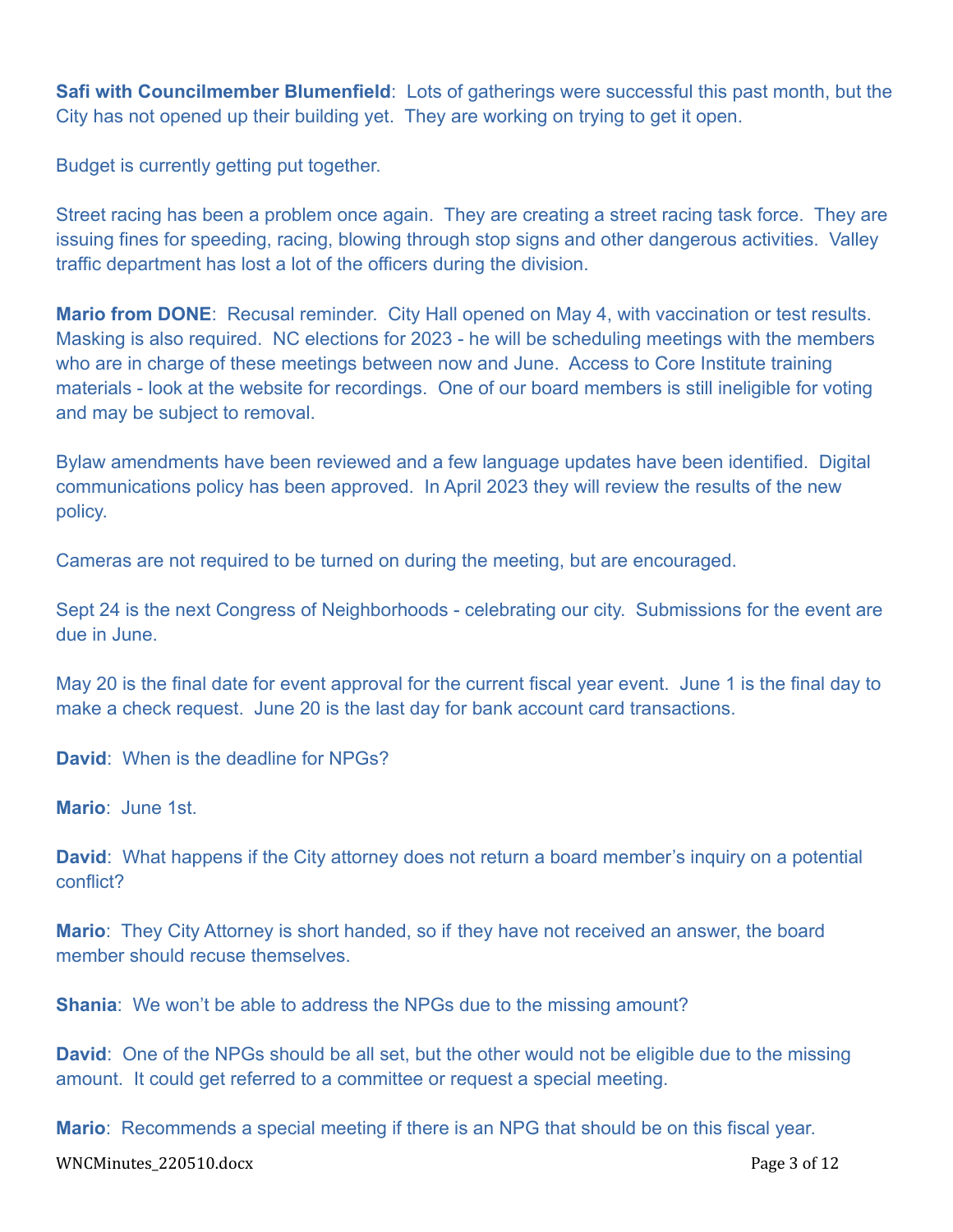**Safi with Councilmember Blumenfield**: Lots of gatherings were successful this past month, but the City has not opened up their building yet. They are working on trying to get it open.

Budget is currently getting put together.

Street racing has been a problem once again. They are creating a street racing task force. They are issuing fines for speeding, racing, blowing through stop signs and other dangerous activities. Valley traffic department has lost a lot of the officers during the division.

**Mario from DONE**: Recusal reminder. City Hall opened on May 4, with vaccination or test results. Masking is also required. NC elections for 2023 - he will be scheduling meetings with the members who are in charge of these meetings between now and June. Access to Core Institute training materials - look at the website for recordings. One of our board members is still ineligible for voting and may be subject to removal.

Bylaw amendments have been reviewed and a few language updates have been identified. Digital communications policy has been approved. In April 2023 they will review the results of the new policy.

Cameras are not required to be turned on during the meeting, but are encouraged.

Sept 24 is the next Congress of Neighborhoods - celebrating our city. Submissions for the event are due in June.

May 20 is the final date for event approval for the current fiscal year event. June 1 is the final day to make a check request. June 20 is the last day for bank account card transactions.

**David**: When is the deadline for NPGs?

**Mario**: June 1st.

**David**: What happens if the City attorney does not return a board member's inquiry on a potential conflict?

**Mario**: They City Attorney is short handed, so if they have not received an answer, the board member should recuse themselves.

**Shania**: We won't be able to address the NPGs due to the missing amount?

**David**: One of the NPGs should be all set, but the other would not be eligible due to the missing amount. It could get referred to a committee or request a special meeting.

**Mario**: Recommends a special meeting if there is an NPG that should be on this fiscal year.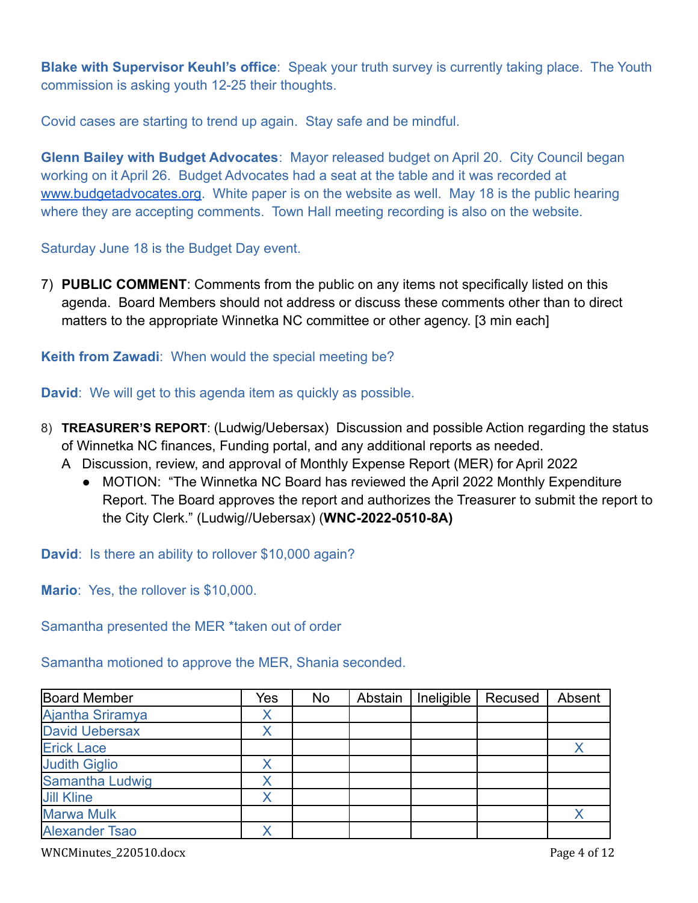**Blake with Supervisor Keuhl's office**: Speak your truth survey is currently taking place. The Youth commission is asking youth 12-25 their thoughts.

Covid cases are starting to trend up again. Stay safe and be mindful.

**Glenn Bailey with Budget Advocates**: Mayor released budget on April 20. City Council began working on it April 26. Budget Advocates had a seat at the table and it was recorded at www.budgetadvocates.org. White paper is on the website as well. May 18 is the public hearing where they are accepting comments. Town Hall meeting recording is also on the website.

Saturday June 18 is the Budget Day event.

7) **PUBLIC COMMENT**: Comments from the public on any items not specifically listed on this agenda. Board Members should not address or discuss these comments other than to direct matters to the appropriate Winnetka NC committee or other agency. [3 min each]

**Keith from Zawadi**: When would the special meeting be?

**David**: We will get to this agenda item as quickly as possible.

8) **TREASURER'S REPORT**: (Ludwig/Uebersax) Discussion and possible Action regarding the status of Winnetka NC finances, Funding portal, and any additional reports as needed.
   A Discussion, review, and approval of Monthly Expense Report (MER) for April 2022
   - MOTION: "The Winnetka NC Board has reviewed the April 2022 Monthly Expenditure Report. The Board approves the report and authorizes the Treasurer to submit the report to the City Clerk." (Ludwig//Uebersax) (**WNC-2022-0510-8A)**

**David**: Is there an ability to rollover $10,000 again?

**Mario**: Yes, the rollover is $10,000.

Samantha presented the MER *taken out of order

Samantha motioned to approve the MER, Shania seconded.

| Board Member | Yes | No | Abstain | Ineligible | Recused | Absent |
|---|---|---|---|---|---|---|
| Ajantha Sriramya | X | | | | | |
| David Uebersax | X | | | | | |
| Erick Lace | | | | | | X |
| Judith Giglio | X | | | | | |
| Samantha Ludwig | X | | | | | |
| Jill Kline | X | | | | | |
| Marwa Mulk | | | | | | X |
| Alexander Tsao | X | | | | | |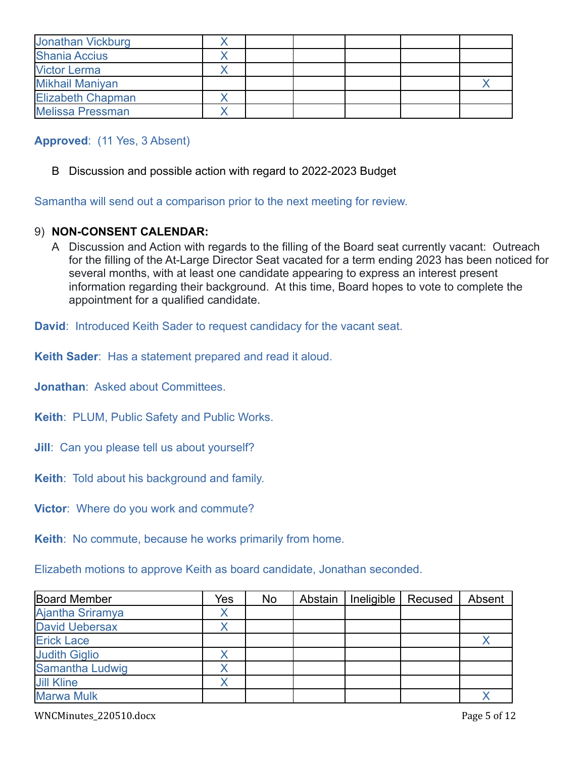| | | | | | | |
|---|---|---|---|---|---|---|
| Jonathan Vickburg | X | | | | | |
| Shania Accius | X | | | | | |
| Victor Lerma | X | | | | | |
| Mikhail Maniyan | | | | | | X |
| Elizabeth Chapman | X | | | | | |
| Melissa Pressman | X | | | | | |

**Approved**: (11 Yes, 3 Absent)

B Discussion and possible action with regard to 2022-2023 Budget

Samantha will send out a comparison prior to the next meeting for review.

9) **NON-CONSENT CALENDAR:**

A Discussion and Action with regards to the filling of the Board seat currently vacant: Outreach for the filling of the At-Large Director Seat vacated for a term ending 2023 has been noticed for several months, with at least one candidate appearing to express an interest present information regarding their background. At this time, Board hopes to vote to complete the appointment for a qualified candidate.

**David**: Introduced Keith Sader to request candidacy for the vacant seat.

**Keith Sader**: Has a statement prepared and read it aloud.

**Jonathan**: Asked about Committees.

**Keith**: PLUM, Public Safety and Public Works.

**Jill**: Can you please tell us about yourself?

**Keith**: Told about his background and family.

**Victor**: Where do you work and commute?

**Keith**: No commute, because he works primarily from home.

Elizabeth motions to approve Keith as board candidate, Jonathan seconded.

| Board Member | Yes | No | Abstain | Ineligible | Recused | Absent |
|---|---|---|---|---|---|---|
| Ajantha Sriramya | X | | | | | |
| David Uebersax | X | | | | | |
| Erick Lace | | | | | | X |
| Judith Giglio | X | | | | | |
| Samantha Ludwig | X | | | | | |
| Jill Kline | X | | | | | |
| Marwa Mulk | | | | | | X |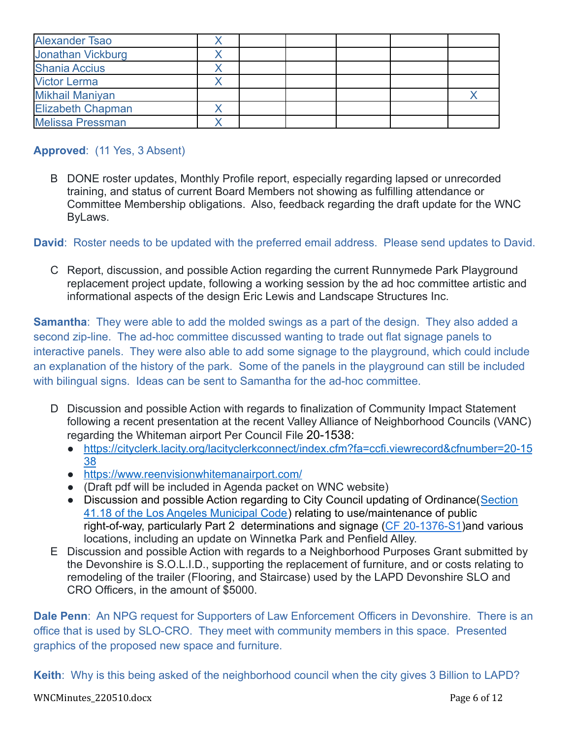| | | | | | | |
|---|---|---|---|---|---|---|
| Alexander Tsao | X | | | | | |
| Jonathan Vickburg | X | | | | | |
| Shania Accius | X | | | | | |
| Victor Lerma | X | | | | | |
| Mikhail Maniyan | | | | | | X |
| Elizabeth Chapman | X | | | | | |
| Melissa Pressman | X | | | | | |

**Approved**: (11 Yes, 3 Absent)

B DONE roster updates, Monthly Profile report, especially regarding lapsed or unrecorded training, and status of current Board Members not showing as fulfilling attendance or Committee Membership obligations. Also, feedback regarding the draft update for the WNC ByLaws.

**David**: Roster needs to be updated with the preferred email address. Please send updates to David.

C Report, discussion, and possible Action regarding the current Runnymede Park Playground replacement project update, following a working session by the ad hoc committee artistic and informational aspects of the design Eric Lewis and Landscape Structures Inc.

**Samantha**: They were able to add the molded swings as a part of the design. They also added a second zip-line. The ad-hoc committee discussed wanting to trade out flat signage panels to interactive panels. They were also able to add some signage to the playground, which could include an explanation of the history of the park. Some of the panels in the playground can still be included with bilingual signs. Ideas can be sent to Samantha for the ad-hoc committee.

D Discussion and possible Action with regards to finalization of Community Impact Statement following a recent presentation at the recent Valley Alliance of Neighborhood Councils (VANC) regarding the Whiteman airport Per Council File 20-1538:

- https://cityclerk.lacity.org/lacityclerkconnect/index.cfm?fa=ccfi.viewrecord&cfnumber=20-1538
- https://www.reenvisionwhitemanairport.com/
- (Draft pdf will be included in Agenda packet on WNC website)
- Discussion and possible Action regarding to City Council updating of Ordinance(Section 41.18 of the Los Angeles Municipal Code) relating to use/maintenance of public right-of-way, particularly Part 2 determinations and signage (CF 20-1376-S1)and various locations, including an update on Winnetka Park and Penfield Alley.

E Discussion and possible Action with regards to a Neighborhood Purposes Grant submitted by the Devonshire is S.O.L.I.D., supporting the replacement of furniture, and or costs relating to remodeling of the trailer (Flooring, and Staircase) used by the LAPD Devonshire SLO and CRO Officers, in the amount of $5000.

**Dale Penn**: An NPG request for Supporters of Law Enforcement Officers in Devonshire. There is an office that is used by SLO-CRO. They meet with community members in this space. Presented graphics of the proposed new space and furniture.

**Keith**: Why is this being asked of the neighborhood council when the city gives 3 Billion to LAPD?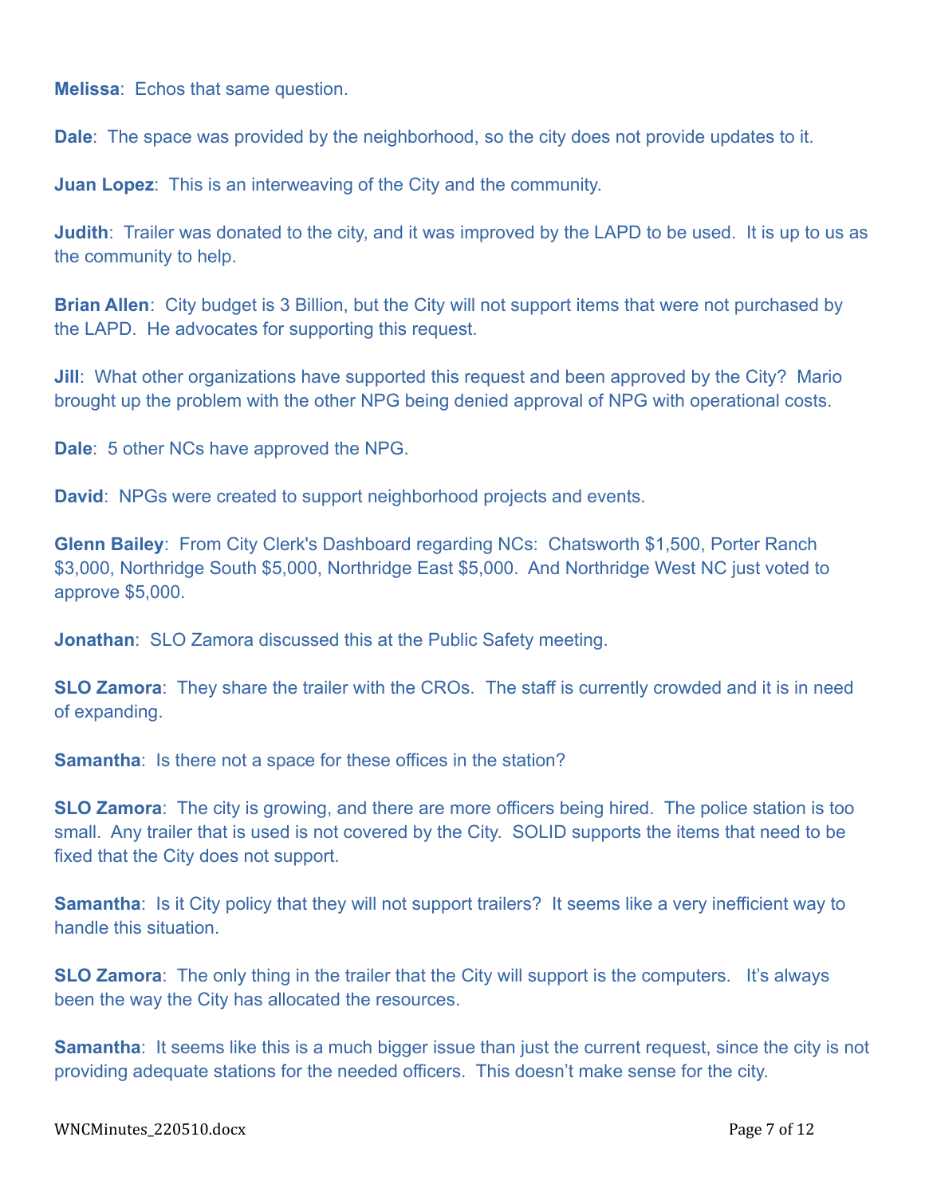**Melissa**: Echos that same question.

**Dale**: The space was provided by the neighborhood, so the city does not provide updates to it.

**Juan Lopez**: This is an interweaving of the City and the community.

**Judith**: Trailer was donated to the city, and it was improved by the LAPD to be used. It is up to us as the community to help.

**Brian Allen**: City budget is 3 Billion, but the City will not support items that were not purchased by the LAPD. He advocates for supporting this request.

**Jill**: What other organizations have supported this request and been approved by the City? Mario brought up the problem with the other NPG being denied approval of NPG with operational costs.

**Dale**: 5 other NCs have approved the NPG.

**David**: NPGs were created to support neighborhood projects and events.

**Glenn Bailey**: From City Clerk's Dashboard regarding NCs: Chatsworth $1,500, Porter Ranch $3,000, Northridge South $5,000, Northridge East $5,000. And Northridge West NC just voted to approve $5,000.

**Jonathan**: SLO Zamora discussed this at the Public Safety meeting.

**SLO Zamora**: They share the trailer with the CROs. The staff is currently crowded and it is in need of expanding.

**Samantha**: Is there not a space for these offices in the station?

**SLO Zamora**: The city is growing, and there are more officers being hired. The police station is too small. Any trailer that is used is not covered by the City. SOLID supports the items that need to be fixed that the City does not support.

**Samantha**: Is it City policy that they will not support trailers? It seems like a very inefficient way to handle this situation.

**SLO Zamora**: The only thing in the trailer that the City will support is the computers. It's always been the way the City has allocated the resources.

**Samantha**: It seems like this is a much bigger issue than just the current request, since the city is not providing adequate stations for the needed officers. This doesn't make sense for the city.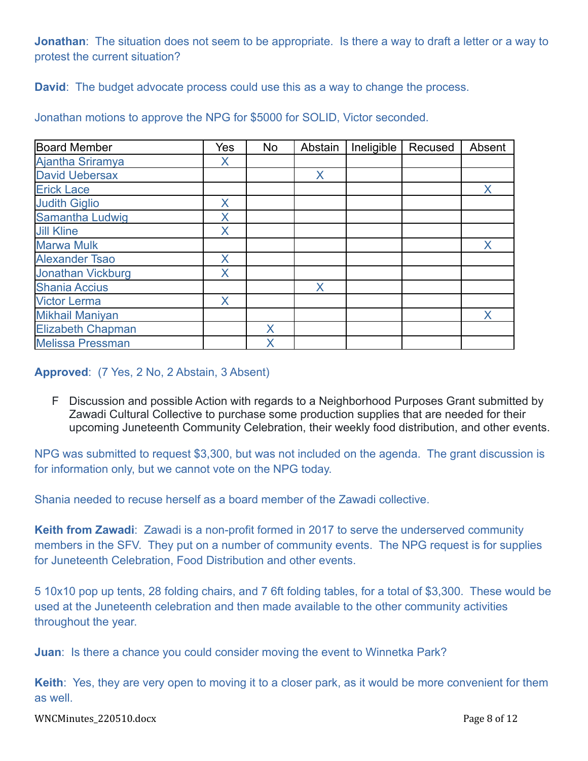**Jonathan**: The situation does not seem to be appropriate. Is there a way to draft a letter or a way to protest the current situation?

**David**: The budget advocate process could use this as a way to change the process.

Jonathan motions to approve the NPG for $5000 for SOLID, Victor seconded.

| Board Member | Yes | No | Abstain | Ineligible | Recused | Absent |
|---|---|---|---|---|---|---|
| Ajantha Sriramya | X | | | | | |
| David Uebersax | | | X | | | |
| Erick Lace | | | | | | X |
| Judith Giglio | X | | | | | |
| Samantha Ludwig | X | | | | | |
| Jill Kline | X | | | | | |
| Marwa Mulk | | | | | | X |
| Alexander Tsao | X | | | | | |
| Jonathan Vickburg | X | | | | | |
| Shania Accius | | | X | | | |
| Victor Lerma | X | | | | | |
| Mikhail Maniyan | | | | | | X |
| Elizabeth Chapman | | X | | | | |
| Melissa Pressman | | X | | | | |

**Approved**: (7 Yes, 2 No, 2 Abstain, 3 Absent)

F Discussion and possible Action with regards to a Neighborhood Purposes Grant submitted by Zawadi Cultural Collective to purchase some production supplies that are needed for their upcoming Juneteenth Community Celebration, their weekly food distribution, and other events.

NPG was submitted to request $3,300, but was not included on the agenda. The grant discussion is for information only, but we cannot vote on the NPG today.

Shania needed to recuse herself as a board member of the Zawadi collective.

**Keith from Zawadi**: Zawadi is a non-profit formed in 2017 to serve the underserved community members in the SFV. They put on a number of community events. The NPG request is for supplies for Juneteenth Celebration, Food Distribution and other events.

5 10x10 pop up tents, 28 folding chairs, and 7 6ft folding tables, for a total of $3,300. These would be used at the Juneteenth celebration and then made available to the other community activities throughout the year.

**Juan**: Is there a chance you could consider moving the event to Winnetka Park?

**Keith**: Yes, they are very open to moving it to a closer park, as it would be more convenient for them as well.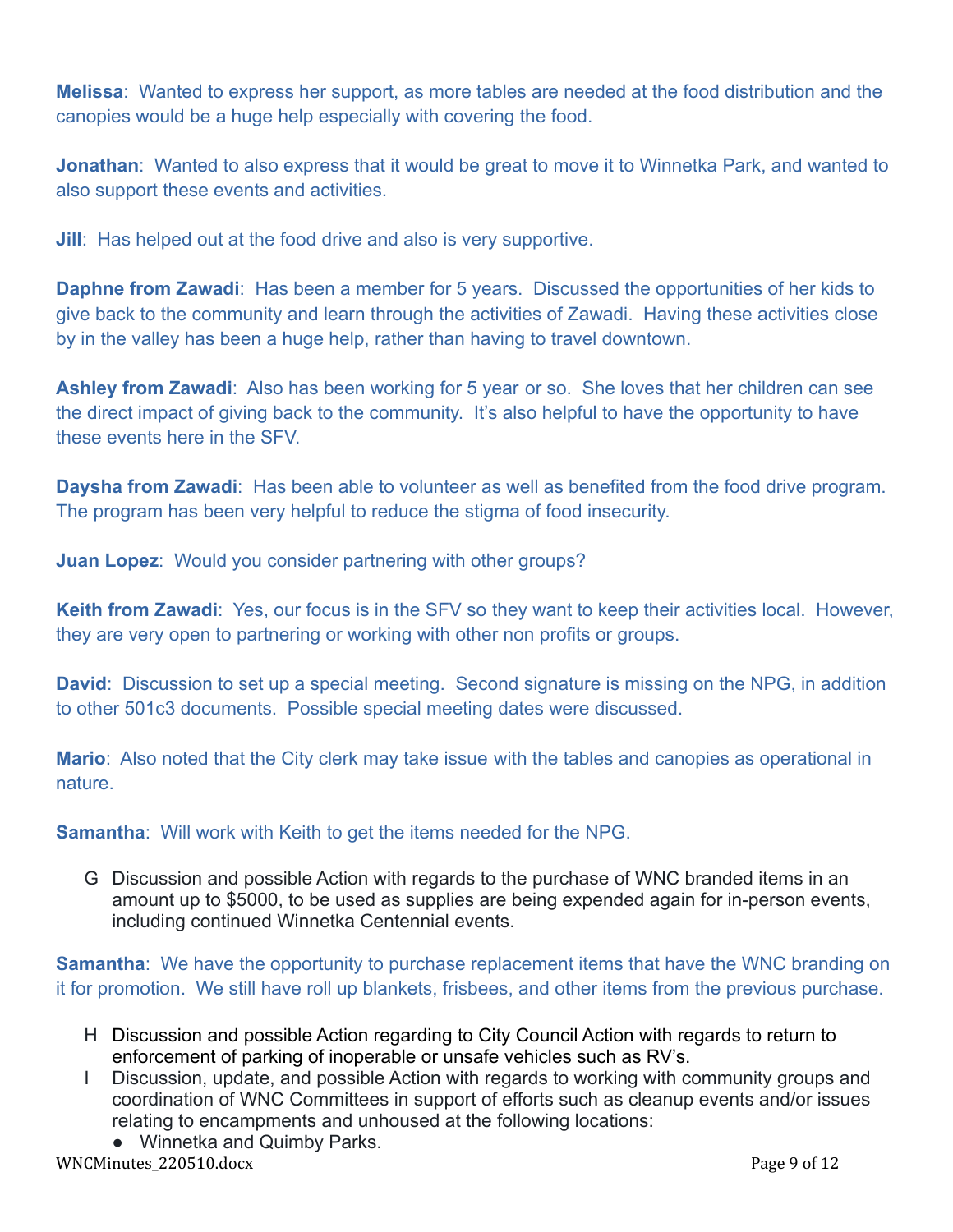**Melissa**: Wanted to express her support, as more tables are needed at the food distribution and the canopies would be a huge help especially with covering the food.

**Jonathan**: Wanted to also express that it would be great to move it to Winnetka Park, and wanted to also support these events and activities.

**Jill**: Has helped out at the food drive and also is very supportive.

**Daphne from Zawadi**: Has been a member for 5 years. Discussed the opportunities of her kids to give back to the community and learn through the activities of Zawadi. Having these activities close by in the valley has been a huge help, rather than having to travel downtown.

**Ashley from Zawadi**: Also has been working for 5 year or so. She loves that her children can see the direct impact of giving back to the community. It's also helpful to have the opportunity to have these events here in the SFV.

**Daysha from Zawadi**: Has been able to volunteer as well as benefited from the food drive program. The program has been very helpful to reduce the stigma of food insecurity.

**Juan Lopez**: Would you consider partnering with other groups?

**Keith from Zawadi**: Yes, our focus is in the SFV so they want to keep their activities local. However, they are very open to partnering or working with other non profits or groups.

**David**: Discussion to set up a special meeting. Second signature is missing on the NPG, in addition to other 501c3 documents. Possible special meeting dates were discussed.

**Mario**: Also noted that the City clerk may take issue with the tables and canopies as operational in nature.

**Samantha**: Will work with Keith to get the items needed for the NPG.

G Discussion and possible Action with regards to the purchase of WNC branded items in an amount up to $5000, to be used as supplies are being expended again for in-person events, including continued Winnetka Centennial events.

**Samantha**: We have the opportunity to purchase replacement items that have the WNC branding on it for promotion. We still have roll up blankets, frisbees, and other items from the previous purchase.

H Discussion and possible Action regarding to City Council Action with regards to return to enforcement of parking of inoperable or unsafe vehicles such as RV's.

I Discussion, update, and possible Action with regards to working with community groups and coordination of WNC Committees in support of efforts such as cleanup events and/or issues relating to encampments and unhoused at the following locations:

- Winnetka and Quimby Parks.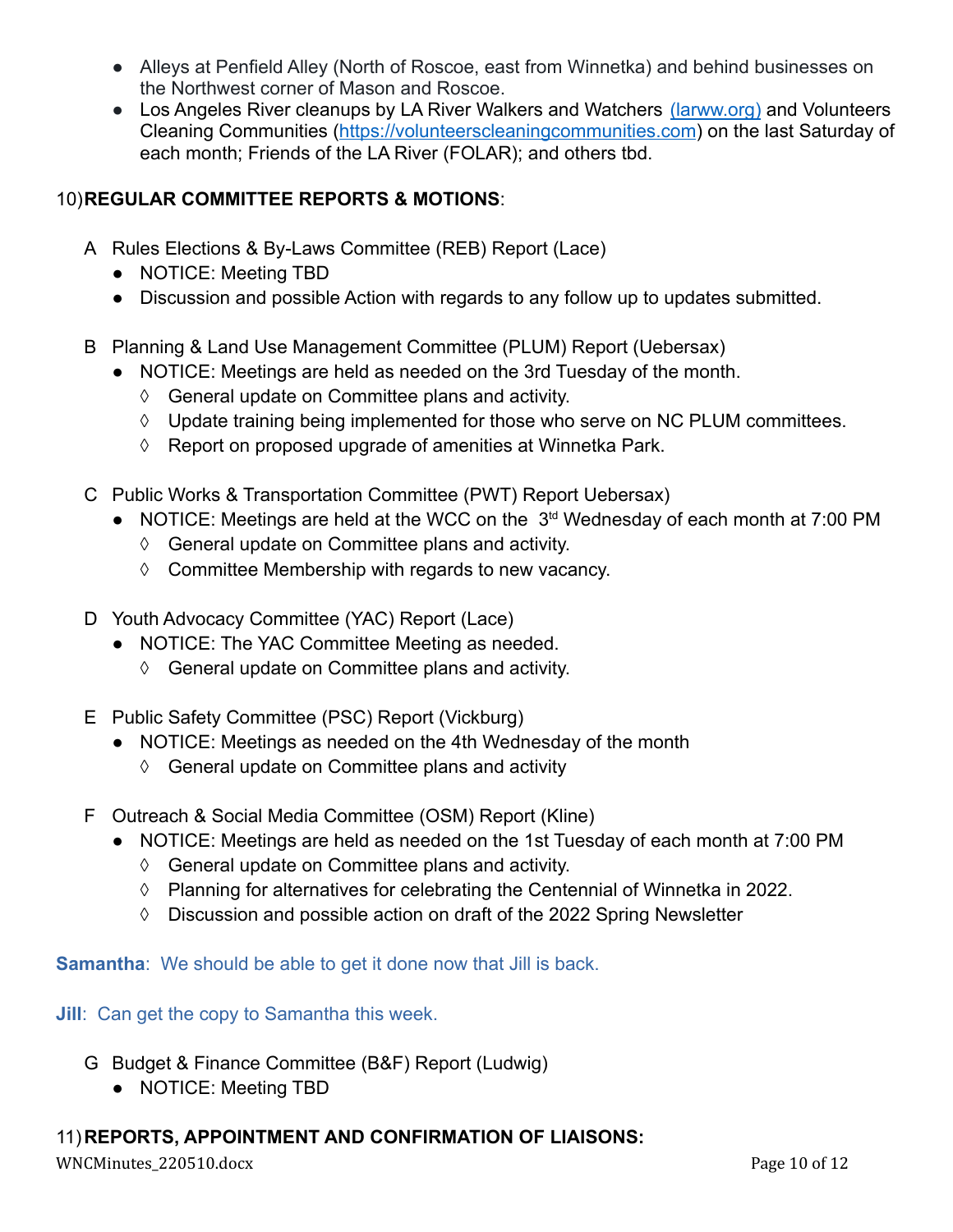- Alleys at Penfield Alley (North of Roscoe, east from Winnetka) and behind businesses on the Northwest corner of Mason and Roscoe.
- Los Angeles River cleanups by LA River Walkers and Watchers (larww.org) and Volunteers Cleaning Communities (https://volunteerscleaningcommunities.com) on the last Saturday of each month; Friends of the LA River (FOLAR); and others tbd.

10) **REGULAR COMMITTEE REPORTS & MOTIONS**:

A Rules Elections & By-Laws Committee (REB) Report (Lace)
- NOTICE: Meeting TBD
- Discussion and possible Action with regards to any follow up to updates submitted.

B Planning & Land Use Management Committee (PLUM) Report (Uebersax)
- NOTICE: Meetings are held as needed on the 3rd Tuesday of the month.
  - ◊ General update on Committee plans and activity.
  - ◊ Update training being implemented for those who serve on NC PLUM committees.
  - ◊ Report on proposed upgrade of amenities at Winnetka Park.

C Public Works & Transportation Committee (PWT) Report Uebersax)
- NOTICE: Meetings are held at the WCC on the 3td Wednesday of each month at 7:00 PM
  - ◊ General update on Committee plans and activity.
  - ◊ Committee Membership with regards to new vacancy.

D Youth Advocacy Committee (YAC) Report (Lace)
- NOTICE: The YAC Committee Meeting as needed.
  - ◊ General update on Committee plans and activity.

E Public Safety Committee (PSC) Report (Vickburg)
- NOTICE: Meetings as needed on the 4th Wednesday of the month
  - ◊ General update on Committee plans and activity

F Outreach & Social Media Committee (OSM) Report (Kline)
- NOTICE: Meetings are held as needed on the 1st Tuesday of each month at 7:00 PM
  - ◊ General update on Committee plans and activity.
  - ◊ Planning for alternatives for celebrating the Centennial of Winnetka in 2022.
  - ◊ Discussion and possible action on draft of the 2022 Spring Newsletter

**Samantha**: We should be able to get it done now that Jill is back.

**Jill**: Can get the copy to Samantha this week.

G Budget & Finance Committee (B&F) Report (Ludwig)
- NOTICE: Meeting TBD

11) **REPORTS, APPOINTMENT AND CONFIRMATION OF LIAISONS:**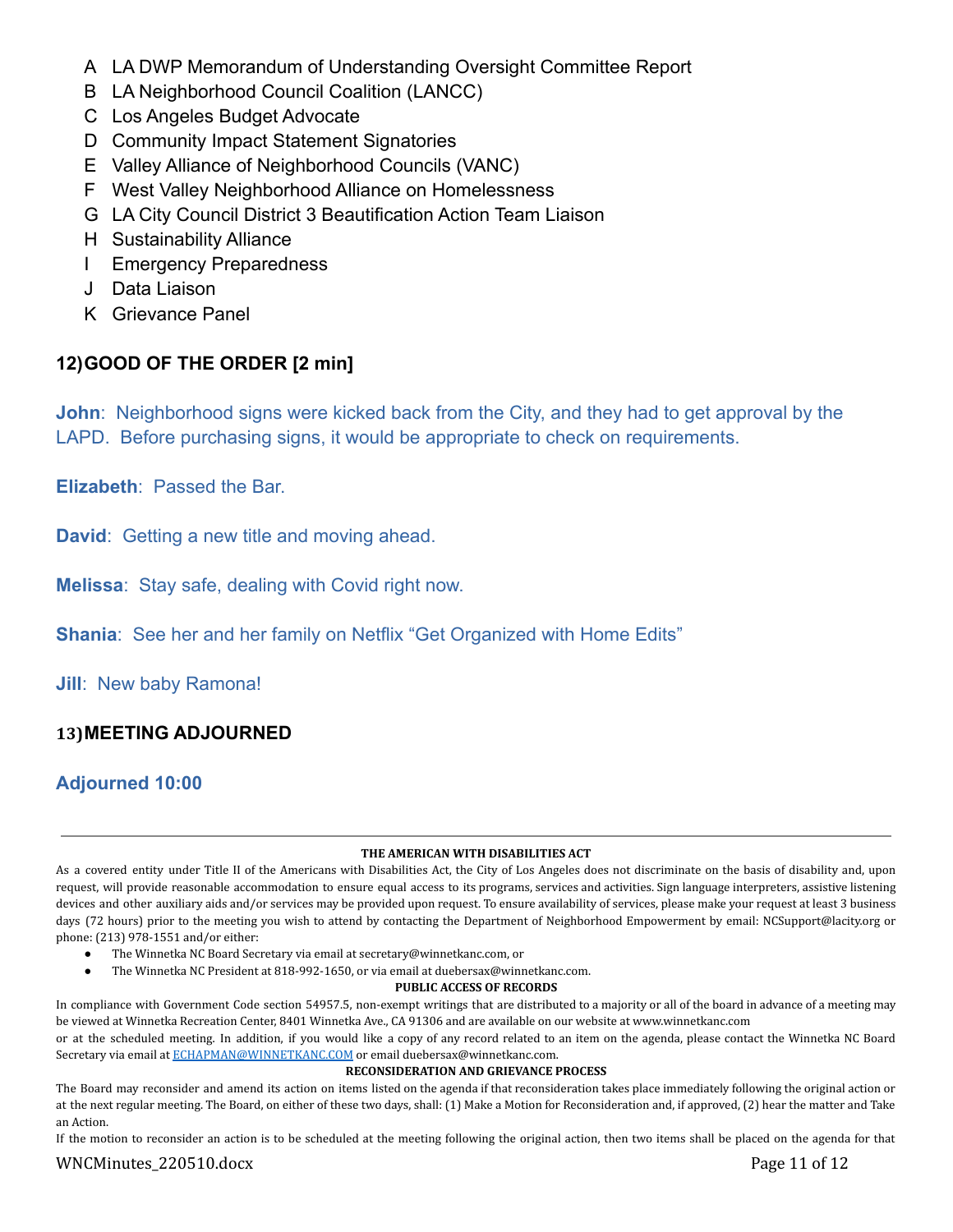A LA DWP Memorandum of Understanding Oversight Committee Report
B LA Neighborhood Council Coalition (LANCC)
C Los Angeles Budget Advocate
D Community Impact Statement Signatories
E Valley Alliance of Neighborhood Councils (VANC)
F West Valley Neighborhood Alliance on Homelessness
G LA City Council District 3 Beautification Action Team Liaison
H Sustainability Alliance
I Emergency Preparedness
J Data Liaison
K Grievance Panel

### 12) GOOD OF THE ORDER [2 min]

**John**: Neighborhood signs were kicked back from the City, and they had to get approval by the LAPD. Before purchasing signs, it would be appropriate to check on requirements.

**Elizabeth**: Passed the Bar.

**David**: Getting a new title and moving ahead.

**Melissa**: Stay safe, dealing with Covid right now.

**Shania**: See her and her family on Netflix "Get Organized with Home Edits"

**Jill**: New baby Ramona!

### 13) MEETING ADJOURNED

**Adjourned 10:00**

---

**THE AMERICAN WITH DISABILITIES ACT**

As a covered entity under Title II of the Americans with Disabilities Act, the City of Los Angeles does not discriminate on the basis of disability and, upon request, will provide reasonable accommodation to ensure equal access to its programs, services and activities. Sign language interpreters, assistive listening devices and other auxiliary aids and/or services may be provided upon request. To ensure availability of services, please make your request at least 3 business days (72 hours) prior to the meeting you wish to attend by contacting the Department of Neighborhood Empowerment by email: NCSupport@lacity.org or phone: (213) 978-1551 and/or either:

- The Winnetka NC Board Secretary via email at secretary@winnetkanc.com, or
- The Winnetka NC President at 818-992-1650, or via email at duebersax@winnetkanc.com.

**PUBLIC ACCESS OF RECORDS**

In compliance with Government Code section 54957.5, non-exempt writings that are distributed to a majority or all of the board in advance of a meeting may be viewed at Winnetka Recreation Center, 8401 Winnetka Ave., CA 91306 and are available on our website at www.winnetkanc.com or at the scheduled meeting. In addition, if you would like a copy of any record related to an item on the agenda, please contact the Winnetka NC Board Secretary via email at ECHAPMAN@WINNETKANC.COM or email duebersax@winnetkanc.com.

**RECONSIDERATION AND GRIEVANCE PROCESS**

The Board may reconsider and amend its action on items listed on the agenda if that reconsideration takes place immediately following the original action or at the next regular meeting. The Board, on either of these two days, shall: (1) Make a Motion for Reconsideration and, if approved, (2) hear the matter and Take an Action.

If the motion to reconsider an action is to be scheduled at the meeting following the original action, then two items shall be placed on the agenda for that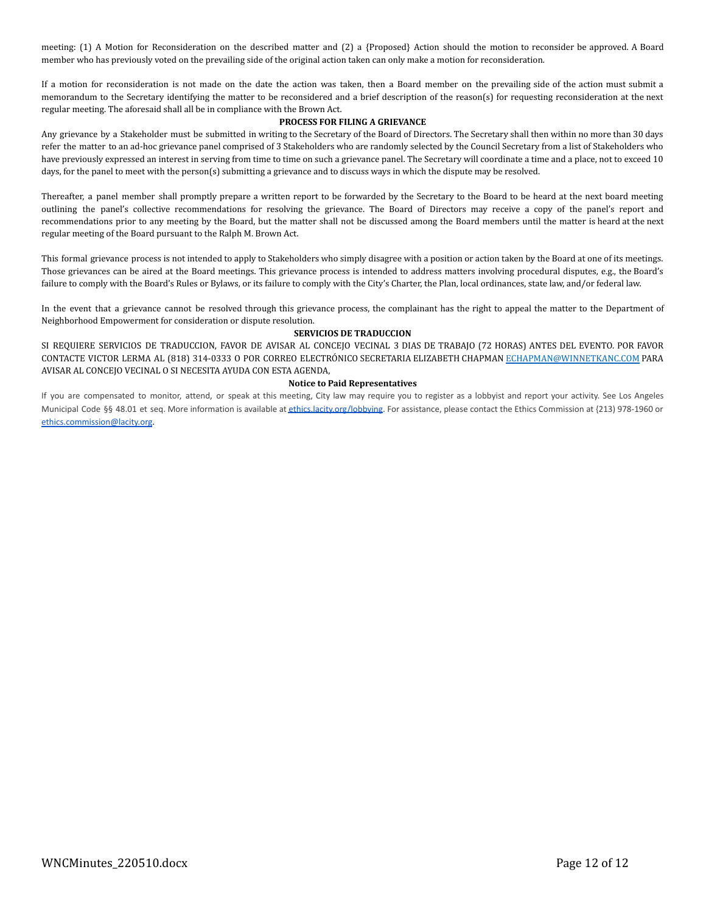meeting: (1) A Motion for Reconsideration on the described matter and (2) a {Proposed} Action should the motion to reconsider be approved. A Board member who has previously voted on the prevailing side of the original action taken can only make a motion for reconsideration.

If a motion for reconsideration is not made on the date the action was taken, then a Board member on the prevailing side of the action must submit a memorandum to the Secretary identifying the matter to be reconsidered and a brief description of the reason(s) for requesting reconsideration at the next regular meeting. The aforesaid shall all be in compliance with the Brown Act.

**PROCESS FOR FILING A GRIEVANCE**

Any grievance by a Stakeholder must be submitted in writing to the Secretary of the Board of Directors. The Secretary shall then within no more than 30 days refer the matter to an ad-hoc grievance panel comprised of 3 Stakeholders who are randomly selected by the Council Secretary from a list of Stakeholders who have previously expressed an interest in serving from time to time on such a grievance panel. The Secretary will coordinate a time and a place, not to exceed 10 days, for the panel to meet with the person(s) submitting a grievance and to discuss ways in which the dispute may be resolved.

Thereafter, a panel member shall promptly prepare a written report to be forwarded by the Secretary to the Board to be heard at the next board meeting outlining the panel's collective recommendations for resolving the grievance. The Board of Directors may receive a copy of the panel's report and recommendations prior to any meeting by the Board, but the matter shall not be discussed among the Board members until the matter is heard at the next regular meeting of the Board pursuant to the Ralph M. Brown Act.

This formal grievance process is not intended to apply to Stakeholders who simply disagree with a position or action taken by the Board at one of its meetings. Those grievances can be aired at the Board meetings. This grievance process is intended to address matters involving procedural disputes, e.g., the Board's failure to comply with the Board's Rules or Bylaws, or its failure to comply with the City's Charter, the Plan, local ordinances, state law, and/or federal law.

In the event that a grievance cannot be resolved through this grievance process, the complainant has the right to appeal the matter to the Department of Neighborhood Empowerment for consideration or dispute resolution.

**SERVICIOS DE TRADUCCION**

SI REQUIERE SERVICIOS DE TRADUCCION, FAVOR DE AVISAR AL CONCEJO VECINAL 3 DIAS DE TRABAJO (72 HORAS) ANTES DEL EVENTO. POR FAVOR CONTACTE VICTOR LERMA AL (818) 314-0333 O POR CORREO ELECTRÓNICO SECRETARIA ELIZABETH CHAPMAN ECHAPMAN@WINNETKANC.COM PARA AVISAR AL CONCEJO VECINAL O SI NECESITA AYUDA CON ESTA AGENDA,

**Notice to Paid Representatives**

If you are compensated to monitor, attend, or speak at this meeting, City law may require you to register as a lobbyist and report your activity. See Los Angeles Municipal Code §§ 48.01 et seq. More information is available at ethics.lacity.org/lobbying. For assistance, please contact the Ethics Commission at (213) 978-1960 or ethics.commission@lacity.org.